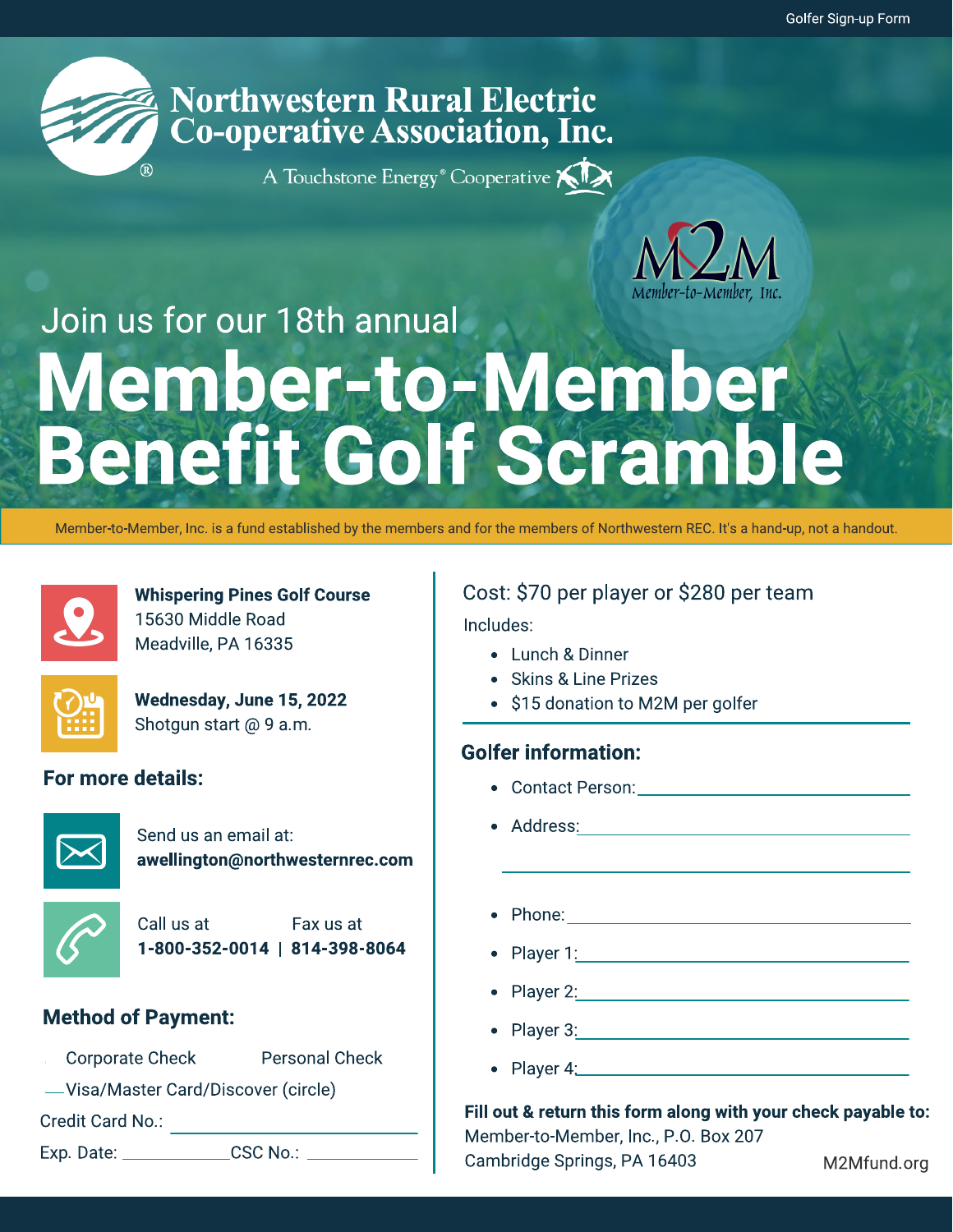Golfer Sign-up Form

**Northwestern Rural Electric Co-operative Association, Inc.**

A Touchstone Energy® Cooperative

M2M Member-to-Member, Inc.

Join us for our 18th annual

# Member-to-Member Benefit Golf Scramble

Member-to-Member, Inc. is a fund established by the members and for the members of Northwestern REC. It's a hand-up, not a handout.

**Whispering Pines Golf Course**
15630 Middle Road
Meadville, PA 16335

**Wednesday, June 15, 2022**
Shotgun start @ 9 a.m.

### For more details:

Send us an email at:
**awellington@northwesternrec.com**

Call us at **1-800-352-0014** | Fax us at **814-398-8064**

### Method of Payment:

Corporate Check    Personal Check

___Visa/Master Card/Discover (circle)

Credit Card No.: ____________________

Exp. Date: __________ CSC No.: __________

Cost: $70 per player or $280 per team

Includes:

- Lunch & Dinner
- Skins & Line Prizes
- $15 donation to M2M per golfer

### Golfer information:

- Contact Person: ____________________
- Address: ____________________
  ____________________
- Phone: ____________________
- Player 1: ____________________
- Player 2: ____________________
- Player 3: ____________________
- Player 4: ____________________

**Fill out & return this form along with your check payable to:**
Member-to-Member, Inc., P.O. Box 207
Cambridge Springs, PA 16403

M2Mfund.org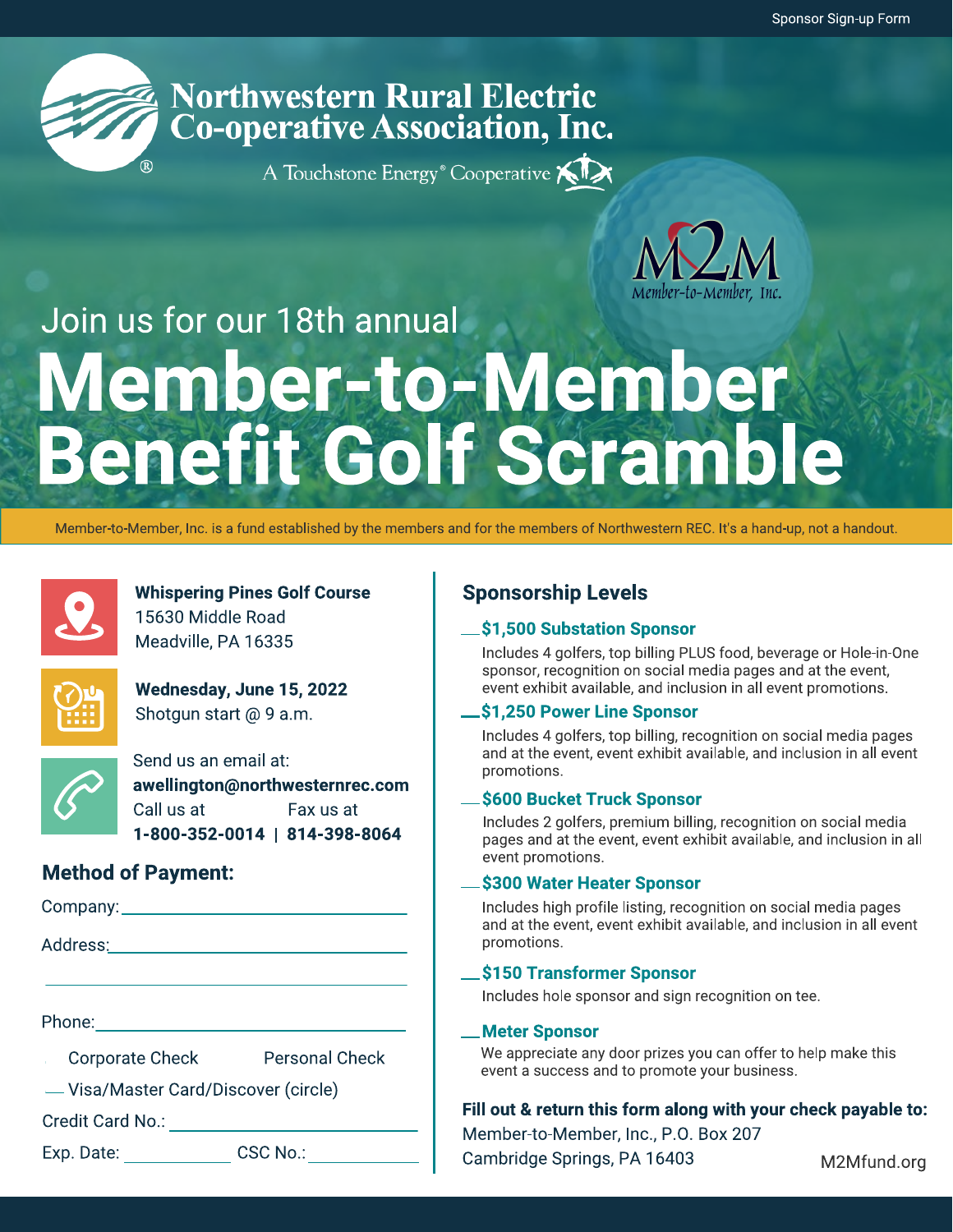Sponsor Sign-up Form

# Northwestern Rural Electric Co-operative Association, Inc.

A Touchstone Energy® Cooperative

M2M Member-to-Member, Inc.

Join us for our 18th annual

# Member-to-Member Benefit Golf Scramble

Member-to-Member, Inc. is a fund established by the members and for the members of Northwestern REC. It's a hand-up, not a handout.

**Whispering Pines Golf Course**
15630 Middle Road
Meadville, PA 16335

**Wednesday, June 15, 2022**
Shotgun start @ 9 a.m.

Send us an email at:
**awellington@northwesternrec.com**
Call us at **1-800-352-0014** | Fax us at **814-398-8064**

## Method of Payment:

Company: ______________________

Address: ______________________

______________________

Phone: ______________________

Corporate Check    Personal Check

__ Visa/Master Card/Discover (circle)

Credit Card No.: ______________________

Exp. Date: ____________ CSC No.: ____________

## Sponsorship Levels

__ **$1,500 Substation Sponsor**

Includes 4 golfers, top billing PLUS food, beverage or Hole-in-One sponsor, recognition on social media pages and at the event, event exhibit available, and inclusion in all event promotions.

__ **$1,250 Power Line Sponsor**

Includes 4 golfers, top billing, recognition on social media pages and at the event, event exhibit available, and inclusion in all event promotions.

__ **$600 Bucket Truck Sponsor**

Includes 2 golfers, premium billing, recognition on social media pages and at the event, event exhibit available, and inclusion in all event promotions.

__ **$300 Water Heater Sponsor**

Includes high profile listing, recognition on social media pages and at the event, event exhibit available, and inclusion in all event promotions.

__ **$150 Transformer Sponsor**

Includes hole sponsor and sign recognition on tee.

__ **Meter Sponsor**

We appreciate any door prizes you can offer to help make this event a success and to promote your business.

**Fill out & return this form along with your check payable to:**
Member-to-Member, Inc., P.O. Box 207
Cambridge Springs, PA 16403

M2Mfund.org